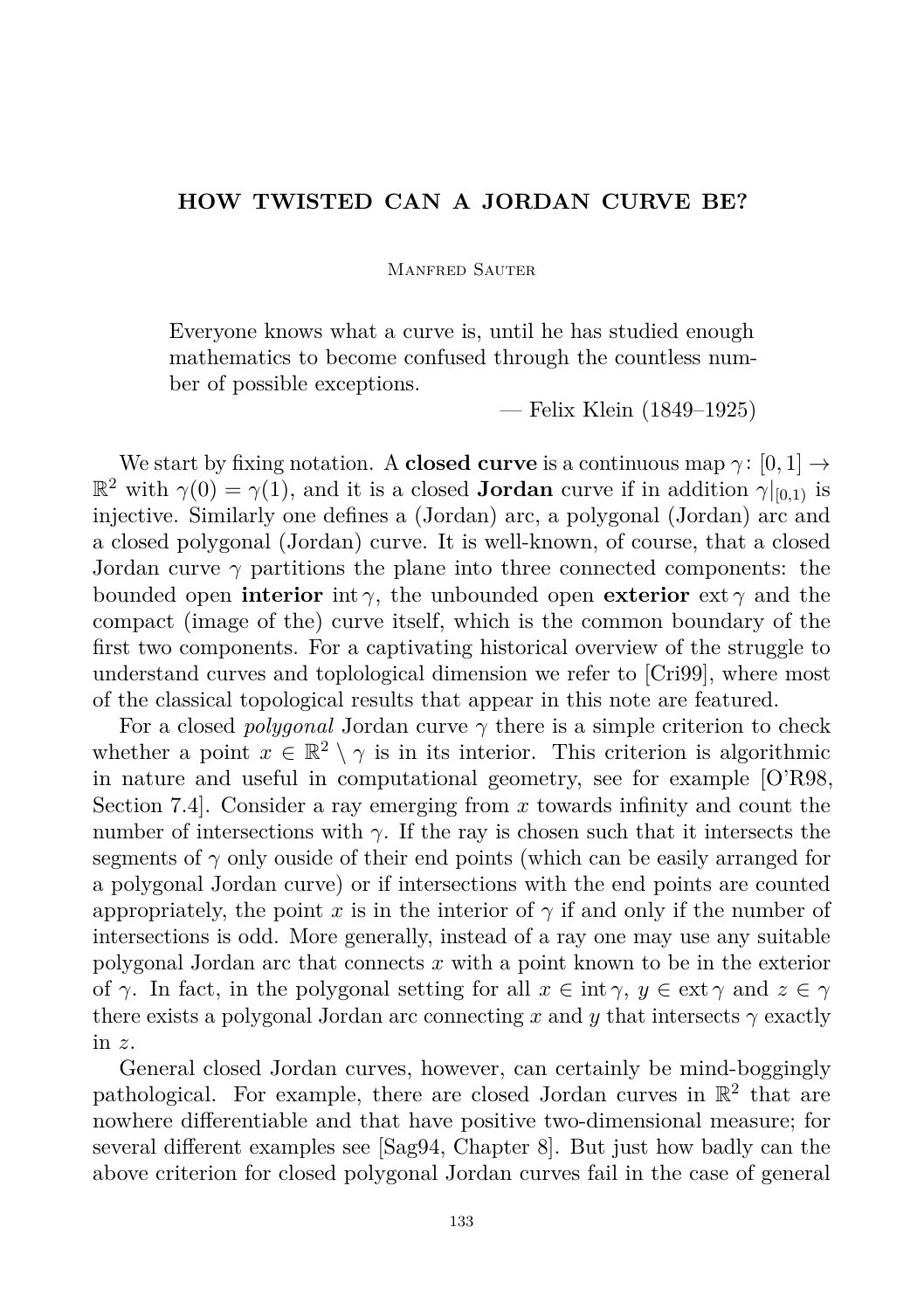# HOW TWISTED CAN A JORDAN CURVE BE?

Manfred Sauter

> Everyone knows what a curve is, until he has studied enough mathematics to become confused through the countless number of possible exceptions.
>
> — Felix Klein (1849–1925)

We start by fixing notation. A **closed curve** is a continuous map $\gamma\colon [0,1] \to \mathbb{R}^2$ with $\gamma(0) = \gamma(1)$, and it is a closed **Jordan** curve if in addition $\gamma|_{[0,1)}$ is injective. Similarly one defines a (Jordan) arc, a polygonal (Jordan) arc and a closed polygonal (Jordan) curve. It is well-known, of course, that a closed Jordan curve $\gamma$ partitions the plane into three connected components: the bounded open **interior** $\operatorname{int}\gamma$, the unbounded open **exterior** $\operatorname{ext}\gamma$ and the compact (image of the) curve itself, which is the common boundary of the first two components. For a captivating historical overview of the struggle to understand curves and toplological dimension we refer to [Cri99], where most of the classical topological results that appear in this note are featured.

For a closed *polygonal* Jordan curve $\gamma$ there is a simple criterion to check whether a point $x \in \mathbb{R}^2 \setminus \gamma$ is in its interior. This criterion is algorithmic in nature and useful in computational geometry, see for example [O'R98, Section 7.4]. Consider a ray emerging from $x$ towards infinity and count the number of intersections with $\gamma$. If the ray is chosen such that it intersects the segments of $\gamma$ only ouside of their end points (which can be easily arranged for a polygonal Jordan curve) or if intersections with the end points are counted appropriately, the point $x$ is in the interior of $\gamma$ if and only if the number of intersections is odd. More generally, instead of a ray one may use any suitable polygonal Jordan arc that connects $x$ with a point known to be in the exterior of $\gamma$. In fact, in the polygonal setting for all $x \in \operatorname{int}\gamma$, $y \in \operatorname{ext}\gamma$ and $z \in \gamma$ there exists a polygonal Jordan arc connecting $x$ and $y$ that intersects $\gamma$ exactly in $z$.

General closed Jordan curves, however, can certainly be mind-boggingly pathological. For example, there are closed Jordan curves in $\mathbb{R}^2$ that are nowhere differentiable and that have positive two-dimensional measure; for several different examples see [Sag94, Chapter 8]. But just how badly can the above criterion for closed polygonal Jordan curves fail in the case of general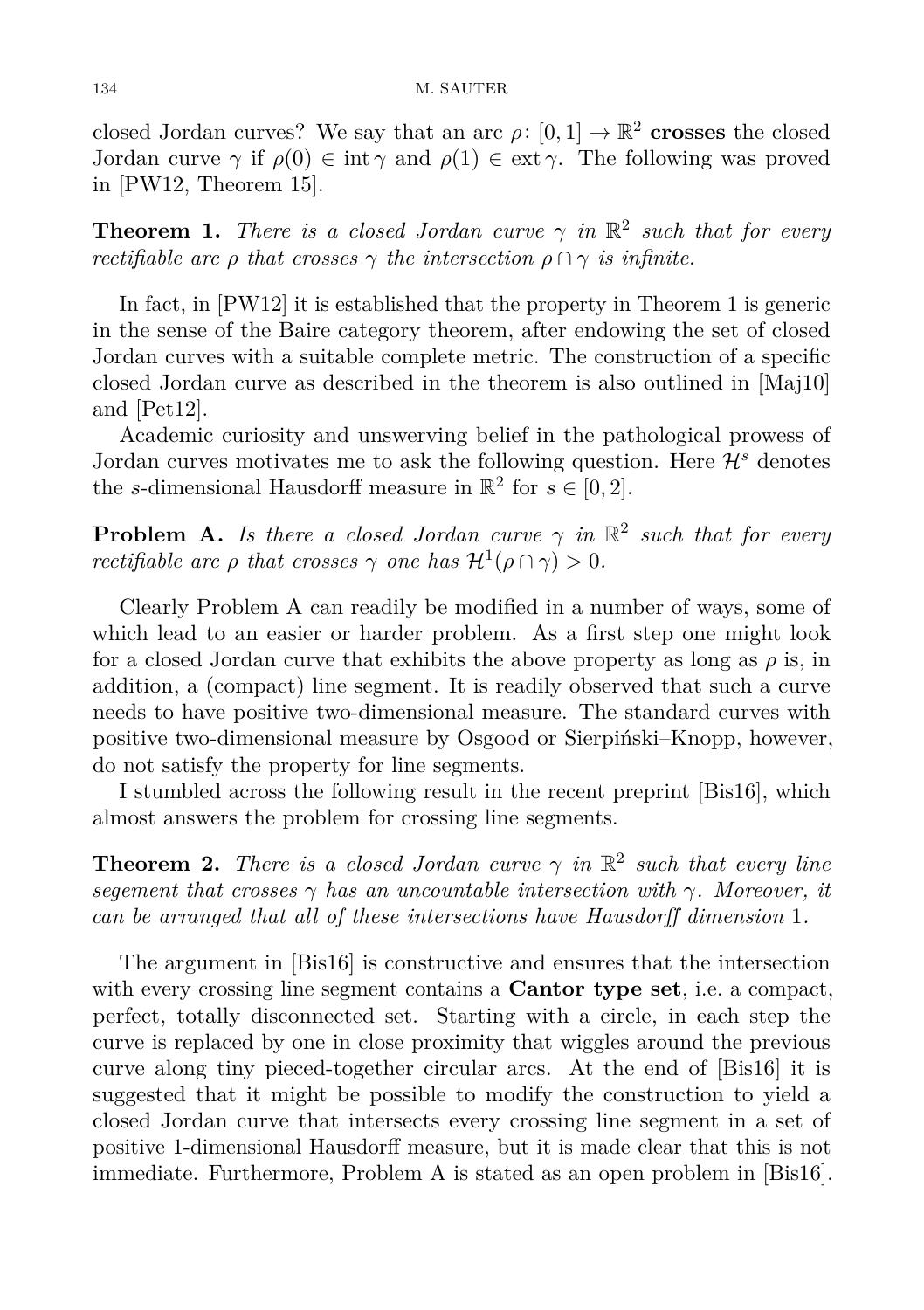closed Jordan curves? We say that an arc $\rho\colon [0,1] \to \mathbb{R}^2$ **crosses** the closed Jordan curve $\gamma$ if $\rho(0) \in \operatorname{int}\gamma$ and $\rho(1) \in \operatorname{ext}\gamma$. The following was proved in [PW12, Theorem 15].

**Theorem 1.** *There is a closed Jordan curve $\gamma$ in $\mathbb{R}^2$ such that for every rectifiable arc $\rho$ that crosses $\gamma$ the intersection $\rho \cap \gamma$ is infinite.*

In fact, in [PW12] it is established that the property in Theorem 1 is generic in the sense of the Baire category theorem, after endowing the set of closed Jordan curves with a suitable complete metric. The construction of a specific closed Jordan curve as described in the theorem is also outlined in [Maj10] and [Pet12].

Academic curiosity and unswerving belief in the pathological prowess of Jordan curves motivates me to ask the following question. Here $\mathcal{H}^s$ denotes the $s$-dimensional Hausdorff measure in $\mathbb{R}^2$ for $s \in [0,2]$.

**Problem A.** *Is there a closed Jordan curve $\gamma$ in $\mathbb{R}^2$ such that for every rectifiable arc $\rho$ that crosses $\gamma$ one has $\mathcal{H}^1(\rho \cap \gamma) > 0$.*

Clearly Problem A can readily be modified in a number of ways, some of which lead to an easier or harder problem. As a first step one might look for a closed Jordan curve that exhibits the above property as long as $\rho$ is, in addition, a (compact) line segment. It is readily observed that such a curve needs to have positive two-dimensional measure. The standard curves with positive two-dimensional measure by Osgood or Sierpiński–Knopp, however, do not satisfy the property for line segments.

I stumbled across the following result in the recent preprint [Bis16], which almost answers the problem for crossing line segments.

**Theorem 2.** *There is a closed Jordan curve $\gamma$ in $\mathbb{R}^2$ such that every line segement that crosses $\gamma$ has an uncountable intersection with $\gamma$. Moreover, it can be arranged that all of these intersections have Hausdorff dimension* 1.

The argument in [Bis16] is constructive and ensures that the intersection with every crossing line segment contains a **Cantor type set**, i.e. a compact, perfect, totally disconnected set. Starting with a circle, in each step the curve is replaced by one in close proximity that wiggles around the previous curve along tiny pieced-together circular arcs. At the end of [Bis16] it is suggested that it might be possible to modify the construction to yield a closed Jordan curve that intersects every crossing line segment in a set of positive 1-dimensional Hausdorff measure, but it is made clear that this is not immediate. Furthermore, Problem A is stated as an open problem in [Bis16].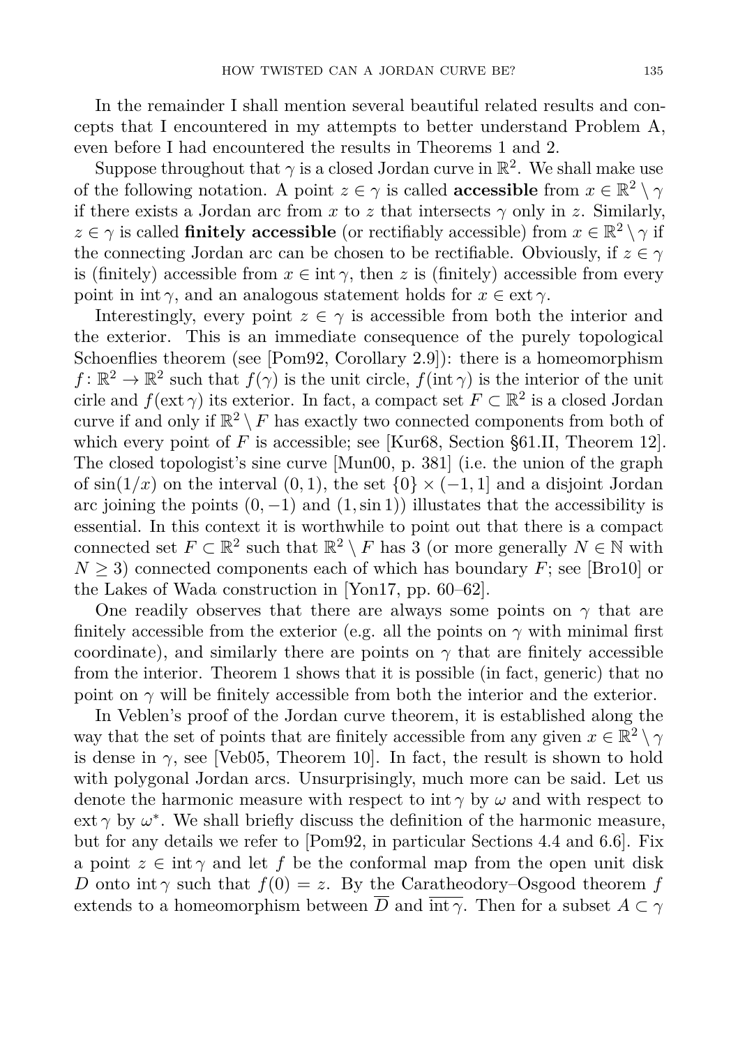In the remainder I shall mention several beautiful related results and concepts that I encountered in my attempts to better understand Problem A, even before I had encountered the results in Theorems 1 and 2.

Suppose throughout that $\gamma$ is a closed Jordan curve in $\mathbb{R}^2$. We shall make use of the following notation. A point $z \in \gamma$ is called **accessible** from $x \in \mathbb{R}^2 \setminus \gamma$ if there exists a Jordan arc from $x$ to $z$ that intersects $\gamma$ only in $z$. Similarly, $z \in \gamma$ is called **finitely accessible** (or rectifiably accessible) from $x \in \mathbb{R}^2 \setminus \gamma$ if the connecting Jordan arc can be chosen to be rectifiable. Obviously, if $z \in \gamma$ is (finitely) accessible from $x \in \operatorname{int} \gamma$, then $z$ is (finitely) accessible from every point in $\operatorname{int} \gamma$, and an analogous statement holds for $x \in \operatorname{ext} \gamma$.

Interestingly, every point $z \in \gamma$ is accessible from both the interior and the exterior. This is an immediate consequence of the purely topological Schoenflies theorem (see [Pom92, Corollary 2.9]): there is a homeomorphism $f: \mathbb{R}^2 \to \mathbb{R}^2$ such that $f(\gamma)$ is the unit circle, $f(\operatorname{int} \gamma)$ is the interior of the unit cirle and $f(\operatorname{ext} \gamma)$ its exterior. In fact, a compact set $F \subset \mathbb{R}^2$ is a closed Jordan curve if and only if $\mathbb{R}^2 \setminus F$ has exactly two connected components from both of which every point of $F$ is accessible; see [Kur68, Section §61.II, Theorem 12]. The closed topologist's sine curve [Mun00, p. 381] (i.e. the union of the graph of $\sin(1/x)$ on the interval $(0, 1)$, the set $\{0\} \times (-1, 1]$ and a disjoint Jordan arc joining the points $(0, -1)$ and $(1, \sin 1)$) illustates that the accessibility is essential. In this context it is worthwhile to point out that there is a compact connected set $F \subset \mathbb{R}^2$ such that $\mathbb{R}^2 \setminus F$ has 3 (or more generally $N \in \mathbb{N}$ with $N \geq 3$) connected components each of which has boundary $F$; see [Bro10] or the Lakes of Wada construction in [Yon17, pp. 60–62].

One readily observes that there are always some points on $\gamma$ that are finitely accessible from the exterior (e.g. all the points on $\gamma$ with minimal first coordinate), and similarly there are points on $\gamma$ that are finitely accessible from the interior. Theorem 1 shows that it is possible (in fact, generic) that no point on $\gamma$ will be finitely accessible from both the interior and the exterior.

In Veblen's proof of the Jordan curve theorem, it is established along the way that the set of points that are finitely accessible from any given $x \in \mathbb{R}^2 \setminus \gamma$ is dense in $\gamma$, see [Veb05, Theorem 10]. In fact, the result is shown to hold with polygonal Jordan arcs. Unsurprisingly, much more can be said. Let us denote the harmonic measure with respect to $\operatorname{int} \gamma$ by $\omega$ and with respect to $\operatorname{ext} \gamma$ by $\omega^*$. We shall briefly discuss the definition of the harmonic measure, but for any details we refer to [Pom92, in particular Sections 4.4 and 6.6]. Fix a point $z \in \operatorname{int} \gamma$ and let $f$ be the conformal map from the open unit disk $D$ onto $\operatorname{int} \gamma$ such that $f(0) = z$. By the Caratheodory–Osgood theorem $f$ extends to a homeomorphism between $\overline{D}$ and $\overline{\operatorname{int} \gamma}$. Then for a subset $A \subset \gamma$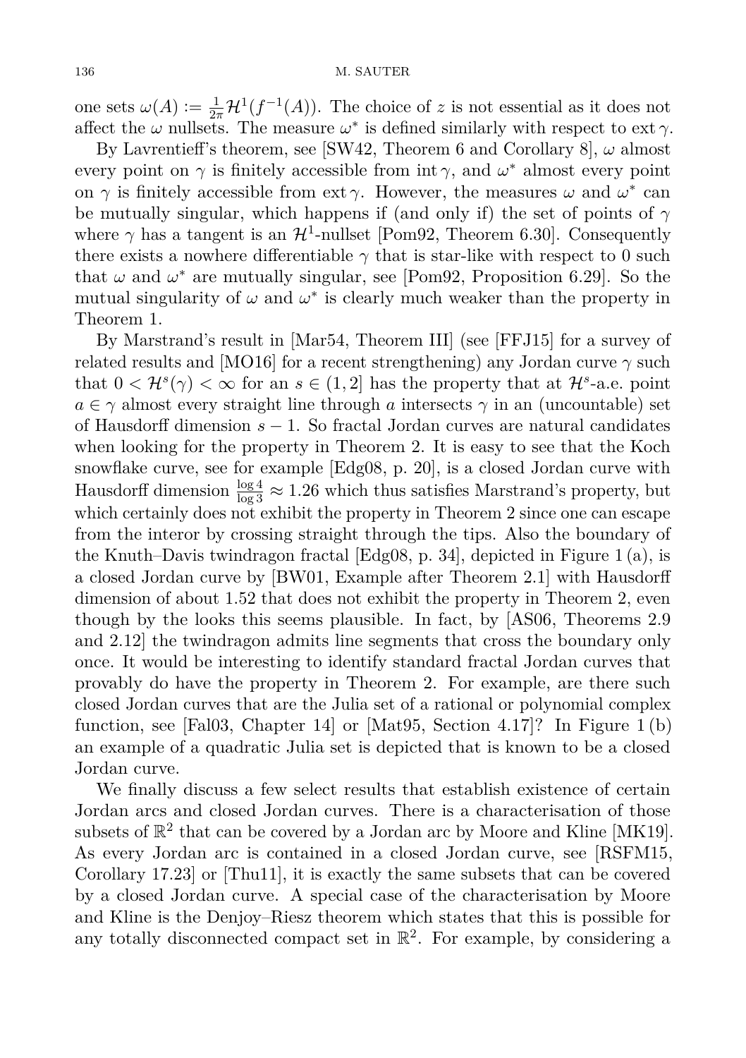one sets $\omega(A) := \frac{1}{2\pi}\mathcal{H}^1(f^{-1}(A))$. The choice of $z$ is not essential as it does not affect the $\omega$ nullsets. The measure $\omega^*$ is defined similarly with respect to $\operatorname{ext}\gamma$.

By Lavrentieff's theorem, see [SW42, Theorem 6 and Corollary 8], $\omega$ almost every point on $\gamma$ is finitely accessible from $\operatorname{int}\gamma$, and $\omega^*$ almost every point on $\gamma$ is finitely accessible from $\operatorname{ext}\gamma$. However, the measures $\omega$ and $\omega^*$ can be mutually singular, which happens if (and only if) the set of points of $\gamma$ where $\gamma$ has a tangent is an $\mathcal{H}^1$-nullset [Pom92, Theorem 6.30]. Consequently there exists a nowhere differentiable $\gamma$ that is star-like with respect to 0 such that $\omega$ and $\omega^*$ are mutually singular, see [Pom92, Proposition 6.29]. So the mutual singularity of $\omega$ and $\omega^*$ is clearly much weaker than the property in Theorem 1.

By Marstrand's result in [Mar54, Theorem III] (see [FFJ15] for a survey of related results and [MO16] for a recent strengthening) any Jordan curve $\gamma$ such that $0 < \mathcal{H}^s(\gamma) < \infty$ for an $s \in (1, 2]$ has the property that at $\mathcal{H}^s$-a.e. point $a \in \gamma$ almost every straight line through $a$ intersects $\gamma$ in an (uncountable) set of Hausdorff dimension $s - 1$. So fractal Jordan curves are natural candidates when looking for the property in Theorem 2. It is easy to see that the Koch snowflake curve, see for example [Edg08, p. 20], is a closed Jordan curve with Hausdorff dimension $\frac{\log 4}{\log 3} \approx 1.26$ which thus satisfies Marstrand's property, but which certainly does not exhibit the property in Theorem 2 since one can escape from the interor by crossing straight through the tips. Also the boundary of the Knuth–Davis twindragon fractal [Edg08, p. 34], depicted in Figure 1 (a), is a closed Jordan curve by [BW01, Example after Theorem 2.1] with Hausdorff dimension of about 1.52 that does not exhibit the property in Theorem 2, even though by the looks this seems plausible. In fact, by [AS06, Theorems 2.9 and 2.12] the twindragon admits line segments that cross the boundary only once. It would be interesting to identify standard fractal Jordan curves that provably do have the property in Theorem 2. For example, are there such closed Jordan curves that are the Julia set of a rational or polynomial complex function, see [Fal03, Chapter 14] or [Mat95, Section 4.17]? In Figure 1 (b) an example of a quadratic Julia set is depicted that is known to be a closed Jordan curve.

We finally discuss a few select results that establish existence of certain Jordan arcs and closed Jordan curves. There is a characterisation of those subsets of $\mathbb{R}^2$ that can be covered by a Jordan arc by Moore and Kline [MK19]. As every Jordan arc is contained in a closed Jordan curve, see [RSFM15, Corollary 17.23] or [Thu11], it is exactly the same subsets that can be covered by a closed Jordan curve. A special case of the characterisation by Moore and Kline is the Denjoy–Riesz theorem which states that this is possible for any totally disconnected compact set in $\mathbb{R}^2$. For example, by considering a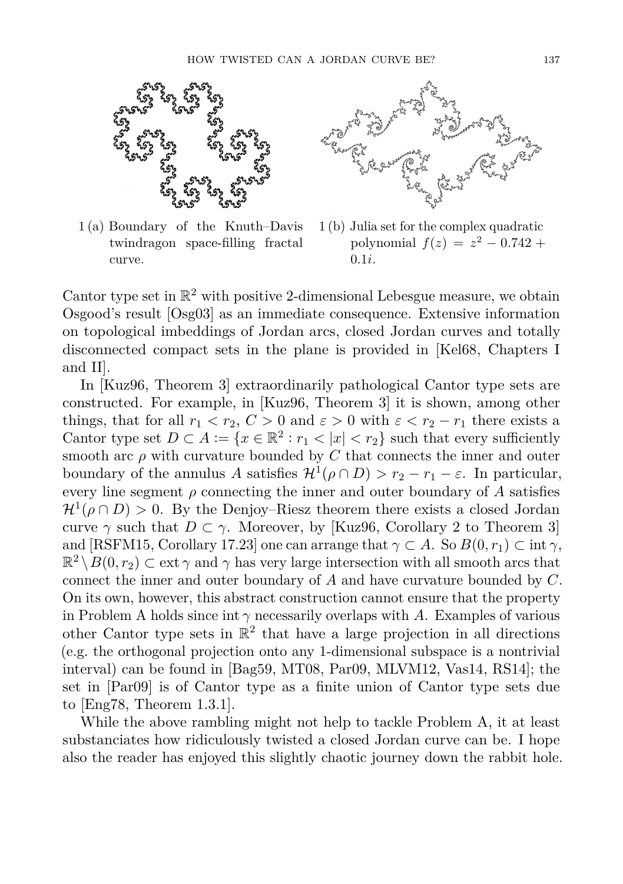1 (a) Boundary of the Knuth–Davis twindragon space-filling fractal curve.

1 (b) Julia set for the complex quadratic polynomial $f(z) = z^2 - 0.742 + 0.1i$.

Cantor type set in $\mathbb{R}^2$ with positive 2-dimensional Lebesgue measure, we obtain Osgood's result [Osg03] as an immediate consequence. Extensive information on topological imbeddings of Jordan arcs, closed Jordan curves and totally disconnected compact sets in the plane is provided in [Kel68, Chapters I and II].

In [Kuz96, Theorem 3] extraordinarily pathological Cantor type sets are constructed. For example, in [Kuz96, Theorem 3] it is shown, among other things, that for all $r_1 < r_2$, $C > 0$ and $\varepsilon > 0$ with $\varepsilon < r_2 - r_1$ there exists a Cantor type set $D \subset A := \{x \in \mathbb{R}^2 : r_1 < |x| < r_2\}$ such that every sufficiently smooth arc $\rho$ with curvature bounded by $C$ that connects the inner and outer boundary of the annulus $A$ satisfies $\mathcal{H}^1(\rho \cap D) > r_2 - r_1 - \varepsilon$. In particular, every line segment $\rho$ connecting the inner and outer boundary of $A$ satisfies $\mathcal{H}^1(\rho \cap D) > 0$. By the Denjoy–Riesz theorem there exists a closed Jordan curve $\gamma$ such that $D \subset \gamma$. Moreover, by [Kuz96, Corollary 2 to Theorem 3] and [RSFM15, Corollary 17.23] one can arrange that $\gamma \subset A$. So $B(0, r_1) \subset \operatorname{int} \gamma$, $\mathbb{R}^2 \setminus B(0, r_2) \subset \operatorname{ext} \gamma$ and $\gamma$ has very large intersection with all smooth arcs that connect the inner and outer boundary of $A$ and have curvature bounded by $C$. On its own, however, this abstract construction cannot ensure that the property in Problem A holds since $\operatorname{int} \gamma$ necessarily overlaps with $A$. Examples of various other Cantor type sets in $\mathbb{R}^2$ that have a large projection in all directions (e.g. the orthogonal projection onto any 1-dimensional subspace is a nontrivial interval) can be found in [Bag59, MT08, Par09, MLVM12, Vas14, RS14]; the set in [Par09] is of Cantor type as a finite union of Cantor type sets due to [Eng78, Theorem 1.3.1].

While the above rambling might not help to tackle Problem A, it at least substanciates how ridiculously twisted a closed Jordan curve can be. I hope also the reader has enjoyed this slightly chaotic journey down the rabbit hole.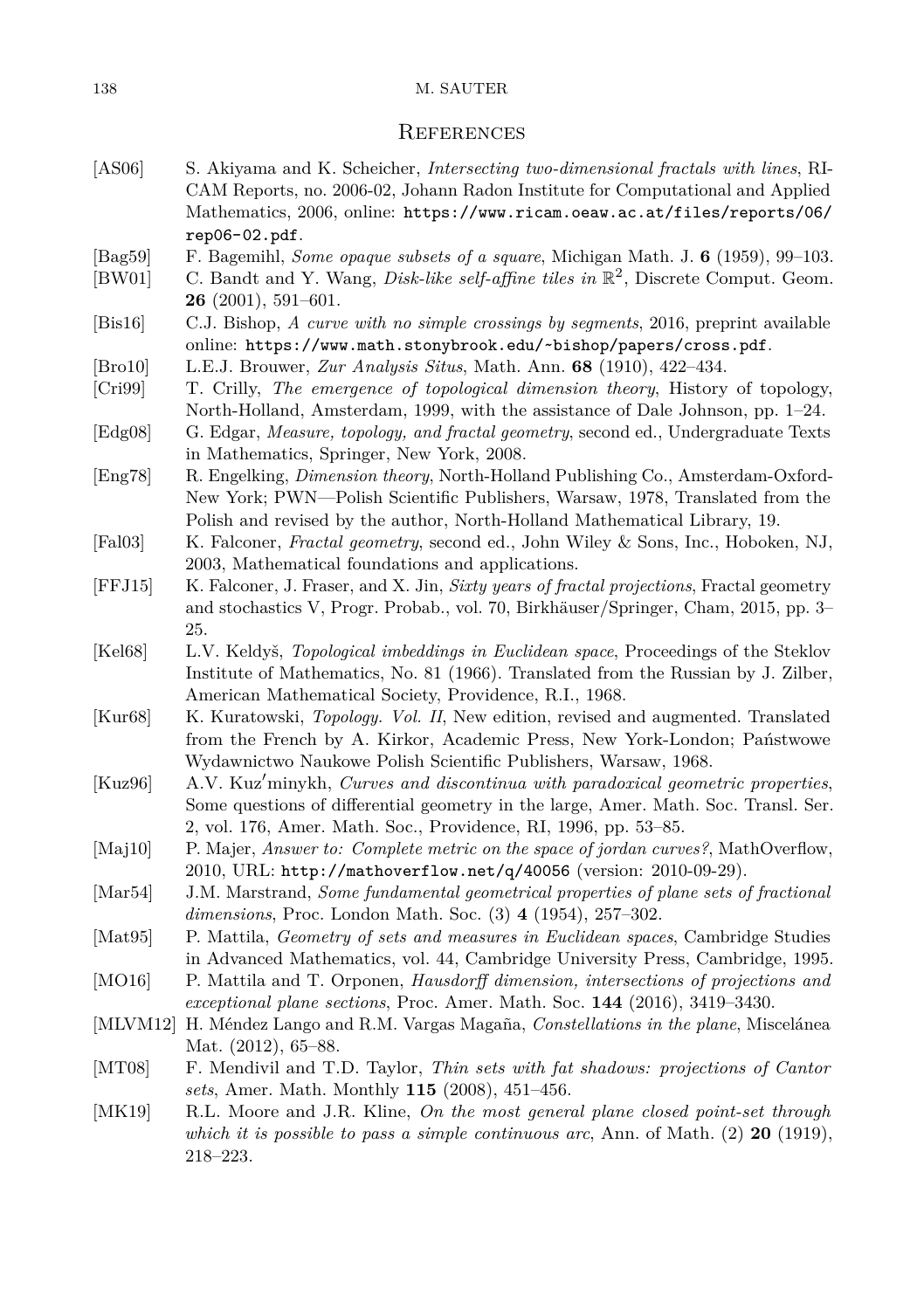## References

[AS06] S. Akiyama and K. Scheicher, *Intersecting two-dimensional fractals with lines*, RICAM Reports, no. 2006-02, Johann Radon Institute for Computational and Applied Mathematics, 2006, online: `https://www.ricam.oeaw.ac.at/files/reports/06/rep06-02.pdf`.

[Bag59] F. Bagemihl, *Some opaque subsets of a square*, Michigan Math. J. **6** (1959), 99–103.

[BW01] C. Bandt and Y. Wang, *Disk-like self-affine tiles in* $\mathbb{R}^2$, Discrete Comput. Geom. **26** (2001), 591–601.

[Bis16] C.J. Bishop, *A curve with no simple crossings by segments*, 2016, preprint available online: `https://www.math.stonybrook.edu/~bishop/papers/cross.pdf`.

[Bro10] L.E.J. Brouwer, *Zur Analysis Situs*, Math. Ann. **68** (1910), 422–434.

[Cri99] T. Crilly, *The emergence of topological dimension theory*, History of topology, North-Holland, Amsterdam, 1999, with the assistance of Dale Johnson, pp. 1–24.

[Edg08] G. Edgar, *Measure, topology, and fractal geometry*, second ed., Undergraduate Texts in Mathematics, Springer, New York, 2008.

[Eng78] R. Engelking, *Dimension theory*, North-Holland Publishing Co., Amsterdam-Oxford-New York; PWN—Polish Scientific Publishers, Warsaw, 1978, Translated from the Polish and revised by the author, North-Holland Mathematical Library, 19.

[Fal03] K. Falconer, *Fractal geometry*, second ed., John Wiley & Sons, Inc., Hoboken, NJ, 2003, Mathematical foundations and applications.

[FFJ15] K. Falconer, J. Fraser, and X. Jin, *Sixty years of fractal projections*, Fractal geometry and stochastics V, Progr. Probab., vol. 70, Birkhäuser/Springer, Cham, 2015, pp. 3–25.

[Kel68] L.V. Keldyš, *Topological imbeddings in Euclidean space*, Proceedings of the Steklov Institute of Mathematics, No. 81 (1966). Translated from the Russian by J. Zilber, American Mathematical Society, Providence, R.I., 1968.

[Kur68] K. Kuratowski, *Topology. Vol. II*, New edition, revised and augmented. Translated from the French by A. Kirkor, Academic Press, New York-London; Państwowe Wydawnictwo Naukowe Polish Scientific Publishers, Warsaw, 1968.

[Kuz96] A.V. Kuzʹminykh, *Curves and discontinua with paradoxical geometric properties*, Some questions of differential geometry in the large, Amer. Math. Soc. Transl. Ser. 2, vol. 176, Amer. Math. Soc., Providence, RI, 1996, pp. 53–85.

[Maj10] P. Majer, *Answer to: Complete metric on the space of jordan curves?*, MathOverflow, 2010, URL: `http://mathoverflow.net/q/40056` (version: 2010-09-29).

[Mar54] J.M. Marstrand, *Some fundamental geometrical properties of plane sets of fractional dimensions*, Proc. London Math. Soc. (3) **4** (1954), 257–302.

[Mat95] P. Mattila, *Geometry of sets and measures in Euclidean spaces*, Cambridge Studies in Advanced Mathematics, vol. 44, Cambridge University Press, Cambridge, 1995.

[MO16] P. Mattila and T. Orponen, *Hausdorff dimension, intersections of projections and exceptional plane sections*, Proc. Amer. Math. Soc. **144** (2016), 3419–3430.

[MLVM12] H. Méndez Lango and R.M. Vargas Magaña, *Constellations in the plane*, Miscelánea Mat. (2012), 65–88.

[MT08] F. Mendivil and T.D. Taylor, *Thin sets with fat shadows: projections of Cantor sets*, Amer. Math. Monthly **115** (2008), 451–456.

[MK19] R.L. Moore and J.R. Kline, *On the most general plane closed point-set through which it is possible to pass a simple continuous arc*, Ann. of Math. (2) **20** (1919), 218–223.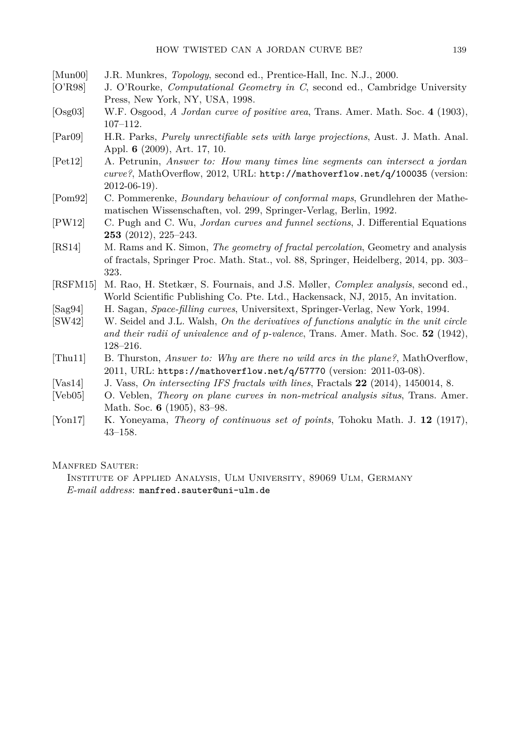[Mun00] J.R. Munkres, *Topology*, second ed., Prentice-Hall, Inc. N.J., 2000.

[O'R98] J. O'Rourke, *Computational Geometry in C*, second ed., Cambridge University Press, New York, NY, USA, 1998.

[Osg03] W.F. Osgood, *A Jordan curve of positive area*, Trans. Amer. Math. Soc. **4** (1903), 107–112.

[Par09] H.R. Parks, *Purely unrectifiable sets with large projections*, Aust. J. Math. Anal. Appl. **6** (2009), Art. 17, 10.

[Pet12] A. Petrunin, *Answer to: How many times line segments can intersect a jordan curve?*, MathOverflow, 2012, URL: `http://mathoverflow.net/q/100035` (version: 2012-06-19).

[Pom92] C. Pommerenke, *Boundary behaviour of conformal maps*, Grundlehren der Mathematischen Wissenschaften, vol. 299, Springer-Verlag, Berlin, 1992.

[PW12] C. Pugh and C. Wu, *Jordan curves and funnel sections*, J. Differential Equations **253** (2012), 225–243.

[RS14] M. Rams and K. Simon, *The geometry of fractal percolation*, Geometry and analysis of fractals, Springer Proc. Math. Stat., vol. 88, Springer, Heidelberg, 2014, pp. 303–323.

[RSFM15] M. Rao, H. Stetkær, S. Fournais, and J.S. Møller, *Complex analysis*, second ed., World Scientific Publishing Co. Pte. Ltd., Hackensack, NJ, 2015, An invitation.

[Sag94] H. Sagan, *Space-filling curves*, Universitext, Springer-Verlag, New York, 1994.

[SW42] W. Seidel and J.L. Walsh, *On the derivatives of functions analytic in the unit circle and their radii of univalence and of p-valence*, Trans. Amer. Math. Soc. **52** (1942), 128–216.

[Thu11] B. Thurston, *Answer to: Why are there no wild arcs in the plane?*, MathOverflow, 2011, URL: `https://mathoverflow.net/q/57770` (version: 2011-03-08).

[Vas14] J. Vass, *On intersecting IFS fractals with lines*, Fractals **22** (2014), 1450014, 8.

[Veb05] O. Veblen, *Theory on plane curves in non-metrical analysis situs*, Trans. Amer. Math. Soc. **6** (1905), 83–98.

[Yon17] K. Yoneyama, *Theory of continuous set of points*, Tohoku Math. J. **12** (1917), 43–158.

Manfred Sauter:
Institute of Applied Analysis, Ulm University, 89069 Ulm, Germany
*E-mail address*: `manfred.sauter@uni-ulm.de`